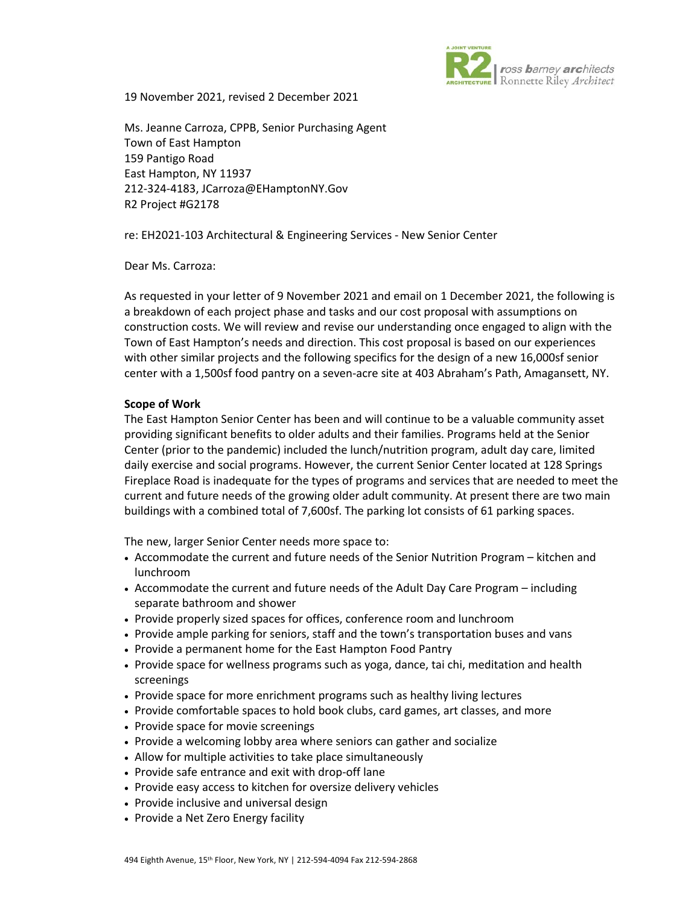19 November 2021, revised 2 December 2021

Ms. Jeanne Carroza, CPPB, Senior Purchasing Agent
Town of East Hampton
159 Pantigo Road
East Hampton, NY 11937
212-324-4183, JCarroza@EHamptonNY.Gov
R2 Project #G2178

re: EH2021-103 Architectural & Engineering Services - New Senior Center

Dear Ms. Carroza:

As requested in your letter of 9 November 2021 and email on 1 December 2021, the following is a breakdown of each project phase and tasks and our cost proposal with assumptions on construction costs. We will review and revise our understanding once engaged to align with the Town of East Hampton's needs and direction. This cost proposal is based on our experiences with other similar projects and the following specifics for the design of a new 16,000sf senior center with a 1,500sf food pantry on a seven-acre site at 403 Abraham's Path, Amagansett, NY.

**Scope of Work**

The East Hampton Senior Center has been and will continue to be a valuable community asset providing significant benefits to older adults and their families. Programs held at the Senior Center (prior to the pandemic) included the lunch/nutrition program, adult day care, limited daily exercise and social programs. However, the current Senior Center located at 128 Springs Fireplace Road is inadequate for the types of programs and services that are needed to meet the current and future needs of the growing older adult community. At present there are two main buildings with a combined total of 7,600sf. The parking lot consists of 61 parking spaces.

The new, larger Senior Center needs more space to:

- Accommodate the current and future needs of the Senior Nutrition Program – kitchen and lunchroom
- Accommodate the current and future needs of the Adult Day Care Program – including separate bathroom and shower
- Provide properly sized spaces for offices, conference room and lunchroom
- Provide ample parking for seniors, staff and the town's transportation buses and vans
- Provide a permanent home for the East Hampton Food Pantry
- Provide space for wellness programs such as yoga, dance, tai chi, meditation and health screenings
- Provide space for more enrichment programs such as healthy living lectures
- Provide comfortable spaces to hold book clubs, card games, art classes, and more
- Provide space for movie screenings
- Provide a welcoming lobby area where seniors can gather and socialize
- Allow for multiple activities to take place simultaneously
- Provide safe entrance and exit with drop-off lane
- Provide easy access to kitchen for oversize delivery vehicles
- Provide inclusive and universal design
- Provide a Net Zero Energy facility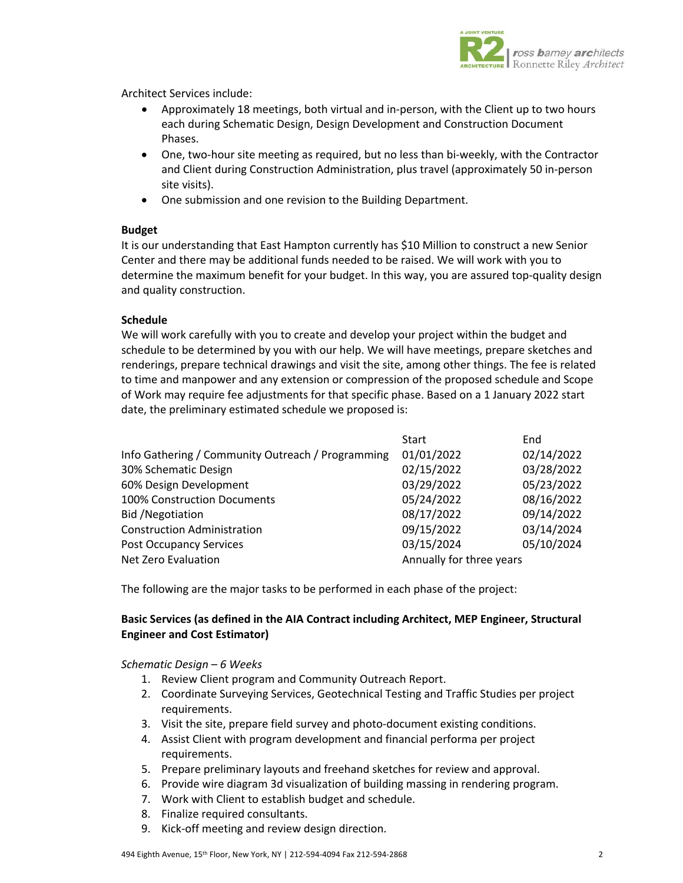Architect Services include:

- Approximately 18 meetings, both virtual and in-person, with the Client up to two hours each during Schematic Design, Design Development and Construction Document Phases.
- One, two-hour site meeting as required, but no less than bi-weekly, with the Contractor and Client during Construction Administration, plus travel (approximately 50 in-person site visits).
- One submission and one revision to the Building Department.

**Budget**

It is our understanding that East Hampton currently has $10 Million to construct a new Senior Center and there may be additional funds needed to be raised. We will work with you to determine the maximum benefit for your budget. In this way, you are assured top-quality design and quality construction.

**Schedule**

We will work carefully with you to create and develop your project within the budget and schedule to be determined by you with our help. We will have meetings, prepare sketches and renderings, prepare technical drawings and visit the site, among other things. The fee is related to time and manpower and any extension or compression of the proposed schedule and Scope of Work may require fee adjustments for that specific phase. Based on a 1 January 2022 start date, the preliminary estimated schedule we proposed is:

| | Start | End |
|---|---|---|
| Info Gathering / Community Outreach / Programming | 01/01/2022 | 02/14/2022 |
| 30% Schematic Design | 02/15/2022 | 03/28/2022 |
| 60% Design Development | 03/29/2022 | 05/23/2022 |
| 100% Construction Documents | 05/24/2022 | 08/16/2022 |
| Bid /Negotiation | 08/17/2022 | 09/14/2022 |
| Construction Administration | 09/15/2022 | 03/14/2024 |
| Post Occupancy Services | 03/15/2024 | 05/10/2024 |
| Net Zero Evaluation | Annually for three years | |

The following are the major tasks to be performed in each phase of the project:

**Basic Services (as defined in the AIA Contract including Architect, MEP Engineer, Structural Engineer and Cost Estimator)**

*Schematic Design – 6 Weeks*

1. Review Client program and Community Outreach Report.
2. Coordinate Surveying Services, Geotechnical Testing and Traffic Studies per project requirements.
3. Visit the site, prepare field survey and photo-document existing conditions.
4. Assist Client with program development and financial performa per project requirements.
5. Prepare preliminary layouts and freehand sketches for review and approval.
6. Provide wire diagram 3d visualization of building massing in rendering program.
7. Work with Client to establish budget and schedule.
8. Finalize required consultants.
9. Kick-off meeting and review design direction.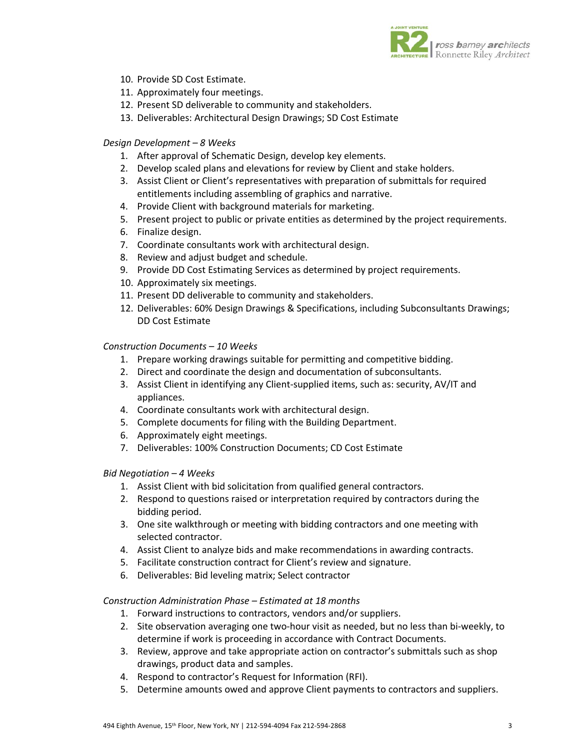10. Provide SD Cost Estimate.
11. Approximately four meetings.
12. Present SD deliverable to community and stakeholders.
13. Deliverables: Architectural Design Drawings; SD Cost Estimate

*Design Development – 8 Weeks*

1. After approval of Schematic Design, develop key elements.
2. Develop scaled plans and elevations for review by Client and stake holders.
3. Assist Client or Client's representatives with preparation of submittals for required entitlements including assembling of graphics and narrative.
4. Provide Client with background materials for marketing.
5. Present project to public or private entities as determined by the project requirements.
6. Finalize design.
7. Coordinate consultants work with architectural design.
8. Review and adjust budget and schedule.
9. Provide DD Cost Estimating Services as determined by project requirements.
10. Approximately six meetings.
11. Present DD deliverable to community and stakeholders.
12. Deliverables: 60% Design Drawings & Specifications, including Subconsultants Drawings; DD Cost Estimate

*Construction Documents – 10 Weeks*

1. Prepare working drawings suitable for permitting and competitive bidding.
2. Direct and coordinate the design and documentation of subconsultants.
3. Assist Client in identifying any Client-supplied items, such as: security, AV/IT and appliances.
4. Coordinate consultants work with architectural design.
5. Complete documents for filing with the Building Department.
6. Approximately eight meetings.
7. Deliverables: 100% Construction Documents; CD Cost Estimate

*Bid Negotiation – 4 Weeks*

1. Assist Client with bid solicitation from qualified general contractors.
2. Respond to questions raised or interpretation required by contractors during the bidding period.
3. One site walkthrough or meeting with bidding contractors and one meeting with selected contractor.
4. Assist Client to analyze bids and make recommendations in awarding contracts.
5. Facilitate construction contract for Client's review and signature.
6. Deliverables: Bid leveling matrix; Select contractor

*Construction Administration Phase – Estimated at 18 months*

1. Forward instructions to contractors, vendors and/or suppliers.
2. Site observation averaging one two-hour visit as needed, but no less than bi-weekly, to determine if work is proceeding in accordance with Contract Documents.
3. Review, approve and take appropriate action on contractor's submittals such as shop drawings, product data and samples.
4. Respond to contractor's Request for Information (RFI).
5. Determine amounts owed and approve Client payments to contractors and suppliers.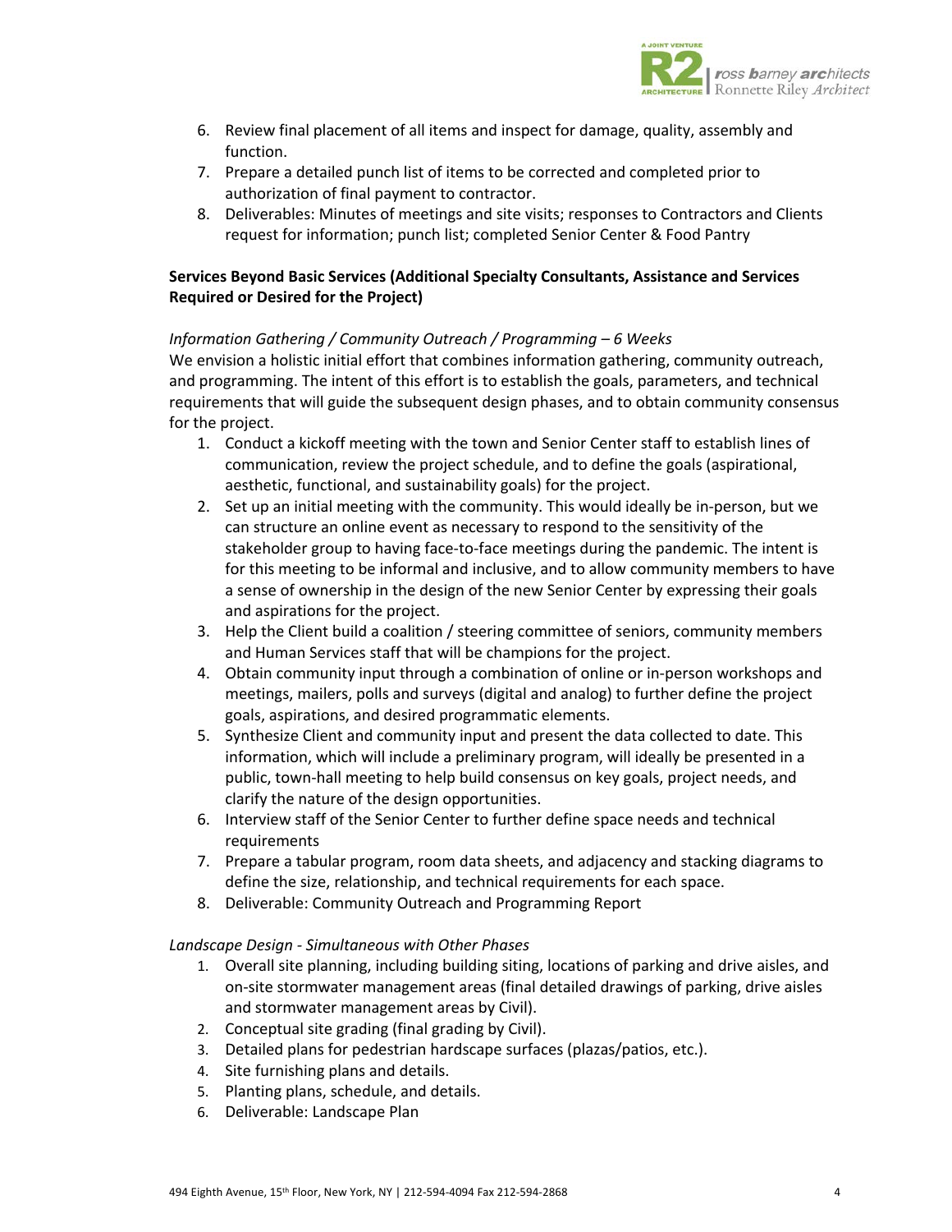6. Review final placement of all items and inspect for damage, quality, assembly and function.
7. Prepare a detailed punch list of items to be corrected and completed prior to authorization of final payment to contractor.
8. Deliverables: Minutes of meetings and site visits; responses to Contractors and Clients request for information; punch list; completed Senior Center & Food Pantry

**Services Beyond Basic Services (Additional Specialty Consultants, Assistance and Services Required or Desired for the Project)**

*Information Gathering / Community Outreach / Programming – 6 Weeks*

We envision a holistic initial effort that combines information gathering, community outreach, and programming. The intent of this effort is to establish the goals, parameters, and technical requirements that will guide the subsequent design phases, and to obtain community consensus for the project.

1. Conduct a kickoff meeting with the town and Senior Center staff to establish lines of communication, review the project schedule, and to define the goals (aspirational, aesthetic, functional, and sustainability goals) for the project.
2. Set up an initial meeting with the community. This would ideally be in-person, but we can structure an online event as necessary to respond to the sensitivity of the stakeholder group to having face-to-face meetings during the pandemic. The intent is for this meeting to be informal and inclusive, and to allow community members to have a sense of ownership in the design of the new Senior Center by expressing their goals and aspirations for the project.
3. Help the Client build a coalition / steering committee of seniors, community members and Human Services staff that will be champions for the project.
4. Obtain community input through a combination of online or in-person workshops and meetings, mailers, polls and surveys (digital and analog) to further define the project goals, aspirations, and desired programmatic elements.
5. Synthesize Client and community input and present the data collected to date. This information, which will include a preliminary program, will ideally be presented in a public, town-hall meeting to help build consensus on key goals, project needs, and clarify the nature of the design opportunities.
6. Interview staff of the Senior Center to further define space needs and technical requirements
7. Prepare a tabular program, room data sheets, and adjacency and stacking diagrams to define the size, relationship, and technical requirements for each space.
8. Deliverable: Community Outreach and Programming Report

*Landscape Design - Simultaneous with Other Phases*

1. Overall site planning, including building siting, locations of parking and drive aisles, and on-site stormwater management areas (final detailed drawings of parking, drive aisles and stormwater management areas by Civil).
2. Conceptual site grading (final grading by Civil).
3. Detailed plans for pedestrian hardscape surfaces (plazas/patios, etc.).
4. Site furnishing plans and details.
5. Planting plans, schedule, and details.
6. Deliverable: Landscape Plan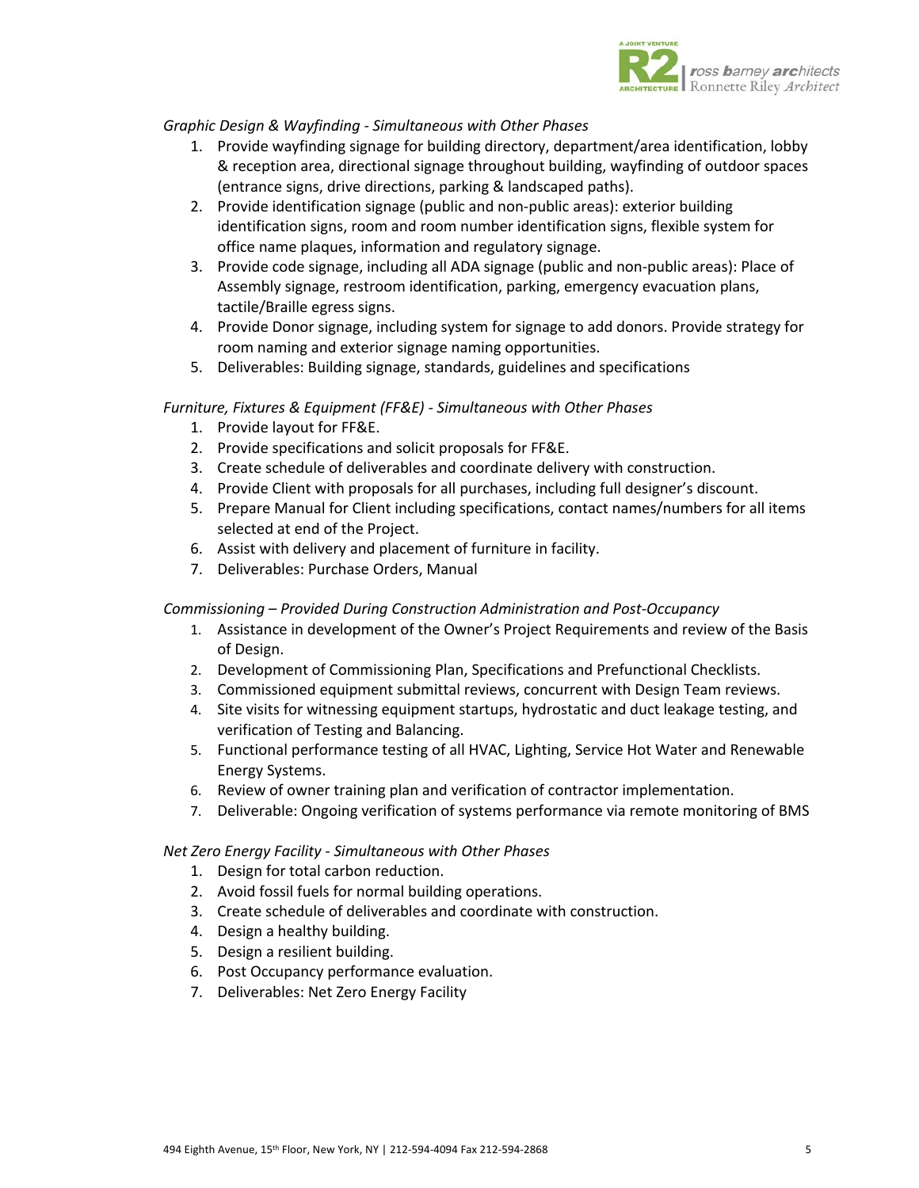*Graphic Design & Wayfinding - Simultaneous with Other Phases*

1. Provide wayfinding signage for building directory, department/area identification, lobby & reception area, directional signage throughout building, wayfinding of outdoor spaces (entrance signs, drive directions, parking & landscaped paths).
2. Provide identification signage (public and non-public areas): exterior building identification signs, room and room number identification signs, flexible system for office name plaques, information and regulatory signage.
3. Provide code signage, including all ADA signage (public and non-public areas): Place of Assembly signage, restroom identification, parking, emergency evacuation plans, tactile/Braille egress signs.
4. Provide Donor signage, including system for signage to add donors. Provide strategy for room naming and exterior signage naming opportunities.
5. Deliverables: Building signage, standards, guidelines and specifications

*Furniture, Fixtures & Equipment (FF&E) - Simultaneous with Other Phases*

1. Provide layout for FF&E.
2. Provide specifications and solicit proposals for FF&E.
3. Create schedule of deliverables and coordinate delivery with construction.
4. Provide Client with proposals for all purchases, including full designer's discount.
5. Prepare Manual for Client including specifications, contact names/numbers for all items selected at end of the Project.
6. Assist with delivery and placement of furniture in facility.
7. Deliverables: Purchase Orders, Manual

*Commissioning – Provided During Construction Administration and Post-Occupancy*

1. Assistance in development of the Owner's Project Requirements and review of the Basis of Design.
2. Development of Commissioning Plan, Specifications and Prefunctional Checklists.
3. Commissioned equipment submittal reviews, concurrent with Design Team reviews.
4. Site visits for witnessing equipment startups, hydrostatic and duct leakage testing, and verification of Testing and Balancing.
5. Functional performance testing of all HVAC, Lighting, Service Hot Water and Renewable Energy Systems.
6. Review of owner training plan and verification of contractor implementation.
7. Deliverable: Ongoing verification of systems performance via remote monitoring of BMS

*Net Zero Energy Facility - Simultaneous with Other Phases*

1. Design for total carbon reduction.
2. Avoid fossil fuels for normal building operations.
3. Create schedule of deliverables and coordinate with construction.
4. Design a healthy building.
5. Design a resilient building.
6. Post Occupancy performance evaluation.
7. Deliverables: Net Zero Energy Facility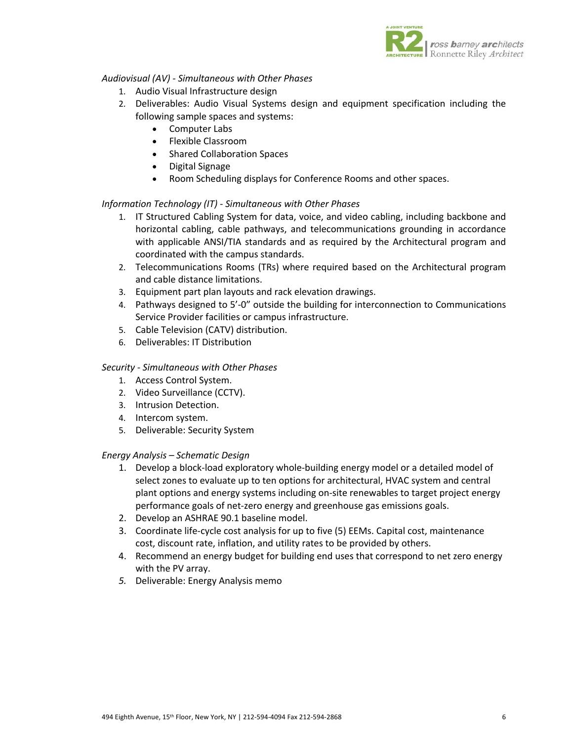*Audiovisual (AV) - Simultaneous with Other Phases*

1. Audio Visual Infrastructure design
2. Deliverables: Audio Visual Systems design and equipment specification including the following sample spaces and systems:
    - Computer Labs
    - Flexible Classroom
    - Shared Collaboration Spaces
    - Digital Signage
    - Room Scheduling displays for Conference Rooms and other spaces.

*Information Technology (IT) - Simultaneous with Other Phases*

1. IT Structured Cabling System for data, voice, and video cabling, including backbone and horizontal cabling, cable pathways, and telecommunications grounding in accordance with applicable ANSI/TIA standards and as required by the Architectural program and coordinated with the campus standards.
2. Telecommunications Rooms (TRs) where required based on the Architectural program and cable distance limitations.
3. Equipment part plan layouts and rack elevation drawings.
4. Pathways designed to 5'-0" outside the building for interconnection to Communications Service Provider facilities or campus infrastructure.
5. Cable Television (CATV) distribution.
6. Deliverables: IT Distribution

*Security - Simultaneous with Other Phases*

1. Access Control System.
2. Video Surveillance (CCTV).
3. Intrusion Detection.
4. Intercom system.
5. Deliverable: Security System

*Energy Analysis – Schematic Design*

1. Develop a block-load exploratory whole-building energy model or a detailed model of select zones to evaluate up to ten options for architectural, HVAC system and central plant options and energy systems including on-site renewables to target project energy performance goals of net-zero energy and greenhouse gas emissions goals.
2. Develop an ASHRAE 90.1 baseline model.
3. Coordinate life-cycle cost analysis for up to five (5) EEMs. Capital cost, maintenance cost, discount rate, inflation, and utility rates to be provided by others.
4. Recommend an energy budget for building end uses that correspond to net zero energy with the PV array.
5. Deliverable: Energy Analysis memo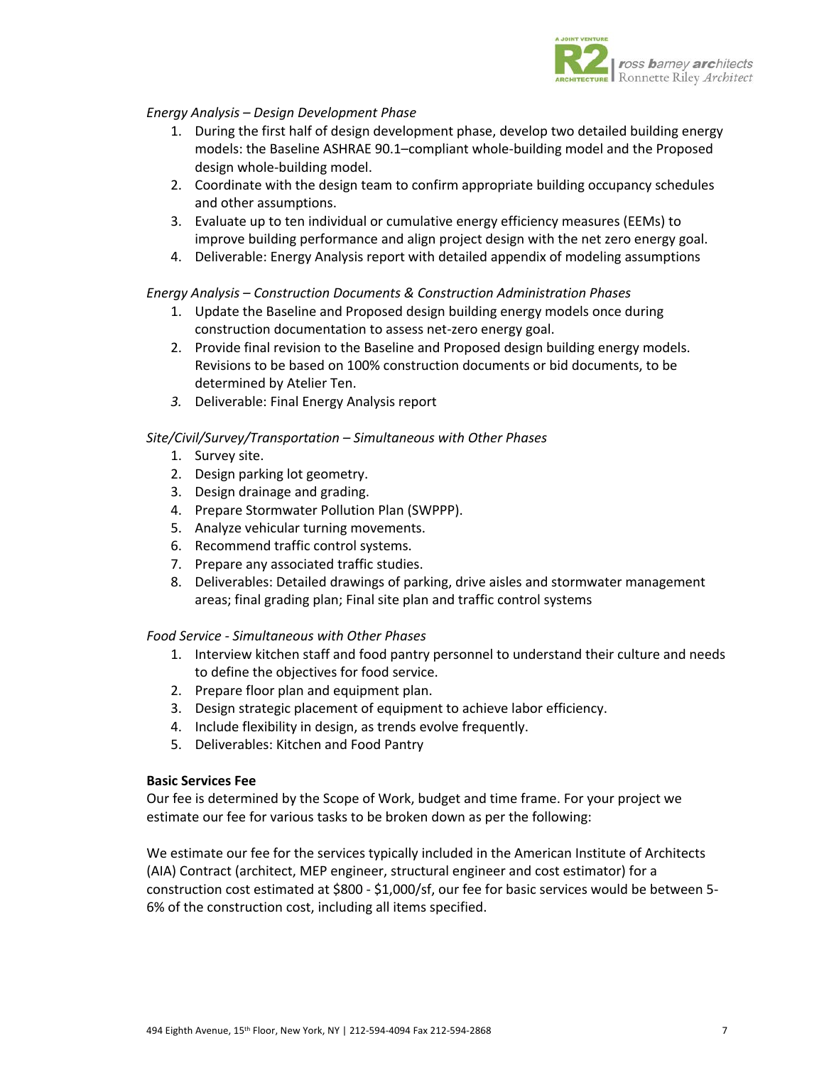*Energy Analysis – Design Development Phase*

1. During the first half of design development phase, develop two detailed building energy models: the Baseline ASHRAE 90.1–compliant whole-building model and the Proposed design whole-building model.
2. Coordinate with the design team to confirm appropriate building occupancy schedules and other assumptions.
3. Evaluate up to ten individual or cumulative energy efficiency measures (EEMs) to improve building performance and align project design with the net zero energy goal.
4. Deliverable: Energy Analysis report with detailed appendix of modeling assumptions

*Energy Analysis – Construction Documents & Construction Administration Phases*

1. Update the Baseline and Proposed design building energy models once during construction documentation to assess net-zero energy goal.
2. Provide final revision to the Baseline and Proposed design building energy models. Revisions to be based on 100% construction documents or bid documents, to be determined by Atelier Ten.
3. Deliverable: Final Energy Analysis report

*Site/Civil/Survey/Transportation – Simultaneous with Other Phases*

1. Survey site.
2. Design parking lot geometry.
3. Design drainage and grading.
4. Prepare Stormwater Pollution Plan (SWPPP).
5. Analyze vehicular turning movements.
6. Recommend traffic control systems.
7. Prepare any associated traffic studies.
8. Deliverables: Detailed drawings of parking, drive aisles and stormwater management areas; final grading plan; Final site plan and traffic control systems

*Food Service - Simultaneous with Other Phases*

1. Interview kitchen staff and food pantry personnel to understand their culture and needs to define the objectives for food service.
2. Prepare floor plan and equipment plan.
3. Design strategic placement of equipment to achieve labor efficiency.
4. Include flexibility in design, as trends evolve frequently.
5. Deliverables: Kitchen and Food Pantry

**Basic Services Fee**

Our fee is determined by the Scope of Work, budget and time frame. For your project we estimate our fee for various tasks to be broken down as per the following:

We estimate our fee for the services typically included in the American Institute of Architects (AIA) Contract (architect, MEP engineer, structural engineer and cost estimator) for a construction cost estimated at $800 - $1,000/sf, our fee for basic services would be between 5-6% of the construction cost, including all items specified.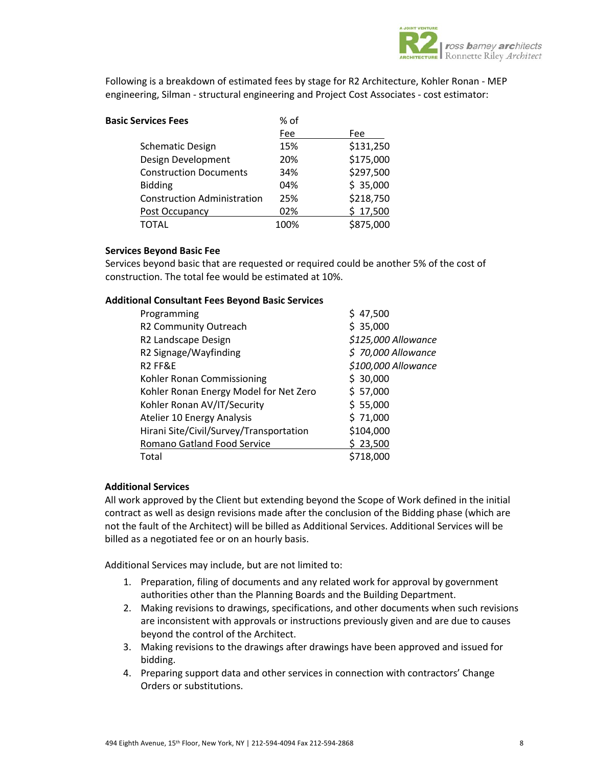Following is a breakdown of estimated fees by stage for R2 Architecture, Kohler Ronan - MEP engineering, Silman - structural engineering and Project Cost Associates - cost estimator:

| Basic Services Fees | % of Fee | Fee |
|---|---|---|
| Schematic Design | 15% | $131,250 |
| Design Development | 20% | $175,000 |
| Construction Documents | 34% | $297,500 |
| Bidding | 04% | $ 35,000 |
| Construction Administration | 25% | $218,750 |
| Post Occupancy | 02% | $ 17,500 |
| TOTAL | 100% | $875,000 |

**Services Beyond Basic Fee**

Services beyond basic that are requested or required could be another 5% of the cost of construction. The total fee would be estimated at 10%.

| Additional Consultant Fees Beyond Basic Services | |
|---|---|
| Programming | $ 47,500 |
| R2 Community Outreach | $ 35,000 |
| R2 Landscape Design | *$125,000 Allowance* |
| R2 Signage/Wayfinding | *$ 70,000 Allowance* |
| R2 FF&E | *$100,000 Allowance* |
| Kohler Ronan Commissioning | $ 30,000 |
| Kohler Ronan Energy Model for Net Zero | $ 57,000 |
| Kohler Ronan AV/IT/Security | $ 55,000 |
| Atelier 10 Energy Analysis | $ 71,000 |
| Hirani Site/Civil/Survey/Transportation | $104,000 |
| Romano Gatland Food Service | $ 23,500 |
| Total | $718,000 |

**Additional Services**

All work approved by the Client but extending beyond the Scope of Work defined in the initial contract as well as design revisions made after the conclusion of the Bidding phase (which are not the fault of the Architect) will be billed as Additional Services. Additional Services will be billed as a negotiated fee or on an hourly basis.

Additional Services may include, but are not limited to:

1. Preparation, filing of documents and any related work for approval by government authorities other than the Planning Boards and the Building Department.
2. Making revisions to drawings, specifications, and other documents when such revisions are inconsistent with approvals or instructions previously given and are due to causes beyond the control of the Architect.
3. Making revisions to the drawings after drawings have been approved and issued for bidding.
4. Preparing support data and other services in connection with contractors' Change Orders or substitutions.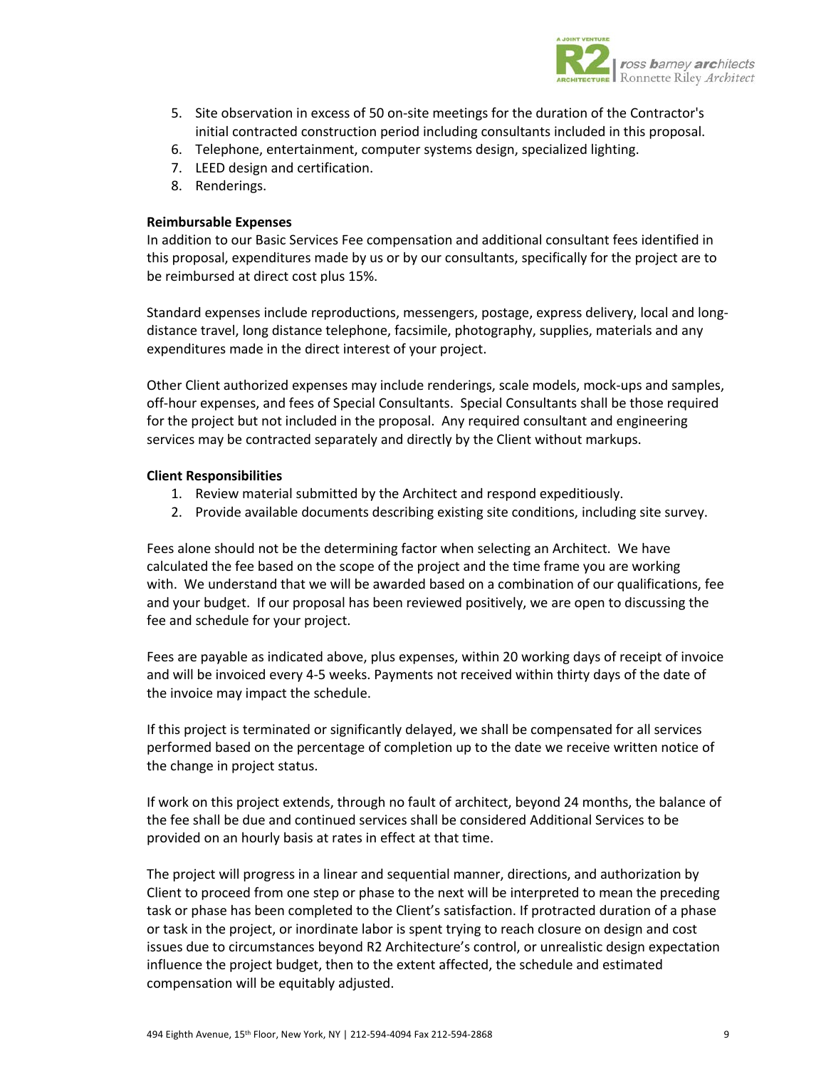5. Site observation in excess of 50 on-site meetings for the duration of the Contractor's initial contracted construction period including consultants included in this proposal.
6. Telephone, entertainment, computer systems design, specialized lighting.
7. LEED design and certification.
8. Renderings.

**Reimbursable Expenses**
In addition to our Basic Services Fee compensation and additional consultant fees identified in this proposal, expenditures made by us or by our consultants, specifically for the project are to be reimbursed at direct cost plus 15%.

Standard expenses include reproductions, messengers, postage, express delivery, local and long-distance travel, long distance telephone, facsimile, photography, supplies, materials and any expenditures made in the direct interest of your project.

Other Client authorized expenses may include renderings, scale models, mock-ups and samples, off-hour expenses, and fees of Special Consultants. Special Consultants shall be those required for the project but not included in the proposal. Any required consultant and engineering services may be contracted separately and directly by the Client without markups.

**Client Responsibilities**
1. Review material submitted by the Architect and respond expeditiously.
2. Provide available documents describing existing site conditions, including site survey.

Fees alone should not be the determining factor when selecting an Architect. We have calculated the fee based on the scope of the project and the time frame you are working with. We understand that we will be awarded based on a combination of our qualifications, fee and your budget. If our proposal has been reviewed positively, we are open to discussing the fee and schedule for your project.

Fees are payable as indicated above, plus expenses, within 20 working days of receipt of invoice and will be invoiced every 4-5 weeks. Payments not received within thirty days of the date of the invoice may impact the schedule.

If this project is terminated or significantly delayed, we shall be compensated for all services performed based on the percentage of completion up to the date we receive written notice of the change in project status.

If work on this project extends, through no fault of architect, beyond 24 months, the balance of the fee shall be due and continued services shall be considered Additional Services to be provided on an hourly basis at rates in effect at that time.

The project will progress in a linear and sequential manner, directions, and authorization by Client to proceed from one step or phase to the next will be interpreted to mean the preceding task or phase has been completed to the Client's satisfaction. If protracted duration of a phase or task in the project, or inordinate labor is spent trying to reach closure on design and cost issues due to circumstances beyond R2 Architecture's control, or unrealistic design expectation influence the project budget, then to the extent affected, the schedule and estimated compensation will be equitably adjusted.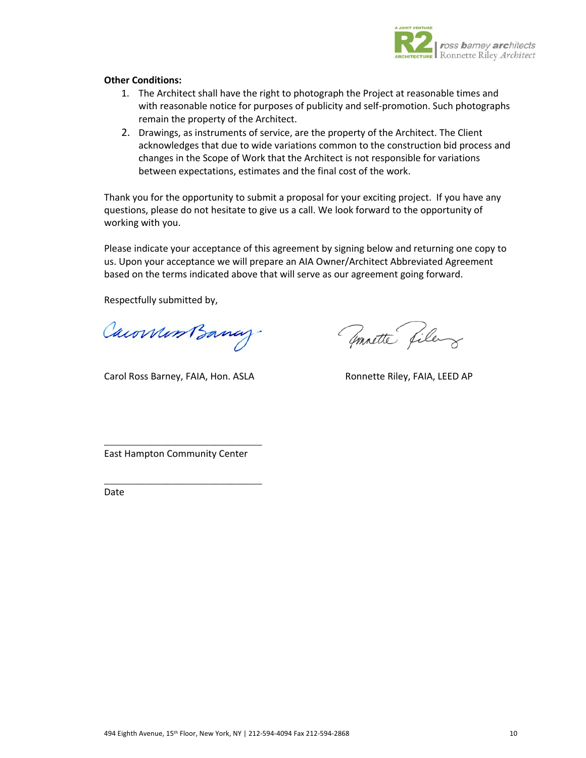**Other Conditions:**

1. The Architect shall have the right to photograph the Project at reasonable times and with reasonable notice for purposes of publicity and self-promotion. Such photographs remain the property of the Architect.
2. Drawings, as instruments of service, are the property of the Architect. The Client acknowledges that due to wide variations common to the construction bid process and changes in the Scope of Work that the Architect is not responsible for variations between expectations, estimates and the final cost of the work.

Thank you for the opportunity to submit a proposal for your exciting project. If you have any questions, please do not hesitate to give us a call. We look forward to the opportunity of working with you.

Please indicate your acceptance of this agreement by signing below and returning one copy to us. Upon your acceptance we will prepare an AIA Owner/Architect Abbreviated Agreement based on the terms indicated above that will serve as our agreement going forward.

Respectfully submitted by,

Carol Ross Barney, FAIA, Hon. ASLA

Ronnette Riley, FAIA, LEED AP

\_\_\_\_\_\_\_\_\_\_\_\_\_\_\_\_\_\_\_\_\_\_\_\_\_\_\_\_\_\_

East Hampton Community Center

\_\_\_\_\_\_\_\_\_\_\_\_\_\_\_\_\_\_\_\_\_\_\_\_\_\_\_\_\_\_

Date

494 Eighth Avenue, 15th Floor, New York, NY | 212-594-4094 Fax 212-594-2868